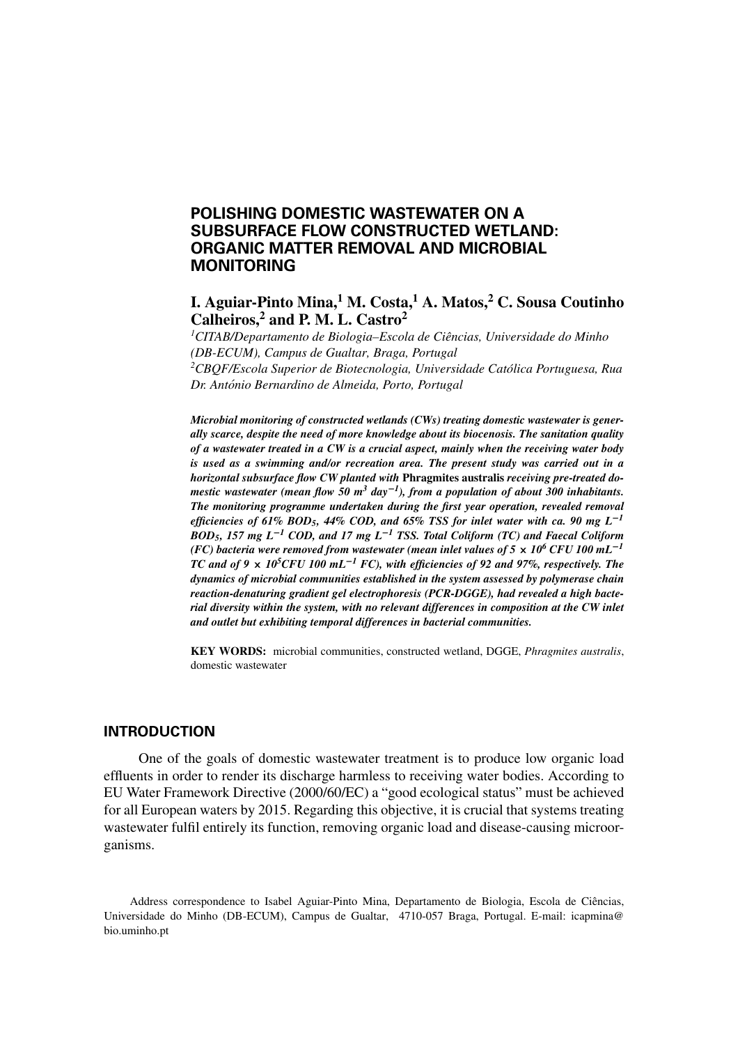# POLISHING DOMESTIC WASTEWATER ON A SUBSURFACE FLOW CONSTRUCTED WETLAND: ORGANIC MATTER REMOVAL AND MICROBIAL MONITORING

**I. Aguiar-Pinto Mina,[1] M. Costa,[1] A. Matos,[2] C. Sousa Coutinho Calheiros,[2] and P. M. L. Castro[2]**

[1] *CITAB/Departamento de Biologia–Escola de Ciências, Universidade do Minho (DB-ECUM), Campus de Gualtar, Braga, Portugal*

[2] *CBQF/Escola Superior de Biotecnologia, Universidade Católica Portuguesa, Rua Dr. António Bernardino de Almeida, Porto, Portugal*

***Microbial monitoring of constructed wetlands (CWs) treating domestic wastewater is generally scarce, despite the need of more knowledge about its biocenosis. The sanitation quality of a wastewater treated in a CW is a crucial aspect, mainly when the receiving water body is used as a swimming and/or recreation area. The present study was carried out in a horizontal subsurface flow CW planted with* Phragmites australis *receiving pre-treated domestic wastewater (mean flow 50 $m^3$ $day^{-1}$), from a population of about 300 inhabitants. The monitoring programme undertaken during the first year operation, revealed removal efficiencies of 61% $BOD_5$, 44% COD, and 65% TSS for inlet water with ca. 90 mg $L^{-1}$ $BOD_5$, 157 mg $L^{-1}$ COD, and 17 mg $L^{-1}$ TSS. Total Coliform (TC) and Faecal Coliform (FC) bacteria were removed from wastewater (mean inlet values of $5 \times 10^6$ CFU 100 $mL^{-1}$ TC and of $9 \times 10^5$CFU 100 $mL^{-1}$ FC), with efficiencies of 92 and 97%, respectively. The dynamics of microbial communities established in the system assessed by polymerase chain reaction-denaturing gradient gel electrophoresis (PCR-DGGE), had revealed a high bacterial diversity within the system, with no relevant differences in composition at the CW inlet and outlet but exhibiting temporal differences in bacterial communities.***

**KEY WORDS:** microbial communities, constructed wetland, DGGE, *Phragmites australis*, domestic wastewater

## INTRODUCTION

One of the goals of domestic wastewater treatment is to produce low organic load effluents in order to render its discharge harmless to receiving water bodies. According to EU Water Framework Directive (2000/60/EC) a "good ecological status" must be achieved for all European waters by 2015. Regarding this objective, it is crucial that systems treating wastewater fulfil entirely its function, removing organic load and disease-causing microorganisms.

Address correspondence to Isabel Aguiar-Pinto Mina, Departamento de Biologia, Escola de Ciências, Universidade do Minho (DB-ECUM), Campus de Gualtar, 4710-057 Braga, Portugal. E-mail: icapmina@bio.uminho.pt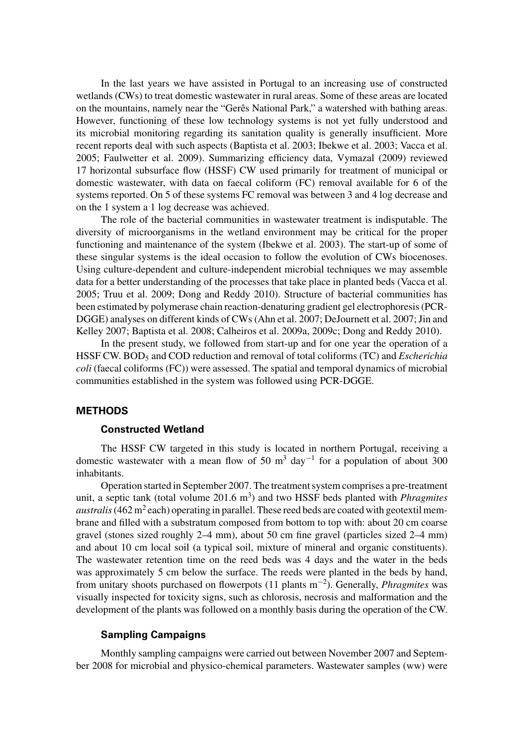In the last years we have assisted in Portugal to an increasing use of constructed wetlands (CWs) to treat domestic wastewater in rural areas. Some of these areas are located on the mountains, namely near the "Gerês National Park," a watershed with bathing areas. However, functioning of these low technology systems is not yet fully understood and its microbial monitoring regarding its sanitation quality is generally insufficient. More recent reports deal with such aspects (Baptista et al. 2003; Ibekwe et al. 2003; Vacca et al. 2005; Faulwetter et al. 2009). Summarizing efficiency data, Vymazal (2009) reviewed 17 horizontal subsurface flow (HSSF) CW used primarily for treatment of municipal or domestic wastewater, with data on faecal coliform (FC) removal available for 6 of the systems reported. On 5 of these systems FC removal was between 3 and 4 log decrease and on the 1 system a 1 log decrease was achieved.

The role of the bacterial communities in wastewater treatment is indisputable. The diversity of microorganisms in the wetland environment may be critical for the proper functioning and maintenance of the system (Ibekwe et al. 2003). The start-up of some of these singular systems is the ideal occasion to follow the evolution of CWs biocenoses. Using culture-dependent and culture-independent microbial techniques we may assemble data for a better understanding of the processes that take place in planted beds (Vacca et al. 2005; Truu et al. 2009; Dong and Reddy 2010). Structure of bacterial communities has been estimated by polymerase chain reaction-denaturing gradient gel electrophoresis (PCR-DGGE) analyses on different kinds of CWs (Ahn et al. 2007; DeJournett et al. 2007; Jin and Kelley 2007; Baptista et al. 2008; Calheiros et al. 2009a, 2009c; Dong and Reddy 2010).

In the present study, we followed from start-up and for one year the operation of a HSSF CW. $BOD_5$ and COD reduction and removal of total coliforms (TC) and *Escherichia coli* (faecal coliforms (FC)) were assessed. The spatial and temporal dynamics of microbial communities established in the system was followed using PCR-DGGE.

## METHODS

### Constructed Wetland

The HSSF CW targeted in this study is located in northern Portugal, receiving a domestic wastewater with a mean flow of 50 $m^3$ $day^{-1}$ for a population of about 300 inhabitants.

Operation started in September 2007. The treatment system comprises a pre-treatment unit, a septic tank (total volume 201.6 $m^3$) and two HSSF beds planted with *Phragmites australis* (462 $m^2$ each) operating in parallel. These reed beds are coated with geotextil membrane and filled with a substratum composed from bottom to top with: about 20 cm coarse gravel (stones sized roughly 2–4 mm), about 50 cm fine gravel (particles sized 2–4 mm) and about 10 cm local soil (a typical soil, mixture of mineral and organic constituents). The wastewater retention time on the reed beds was 4 days and the water in the beds was approximately 5 cm below the surface. The reeds were planted in the beds by hand, from unitary shoots purchased on flowerpots (11 plants $m^{-2}$). Generally, *Phragmites* was visually inspected for toxicity signs, such as chlorosis, necrosis and malformation and the development of the plants was followed on a monthly basis during the operation of the CW.

### Sampling Campaigns

Monthly sampling campaigns were carried out between November 2007 and September 2008 for microbial and physico-chemical parameters. Wastewater samples (ww) were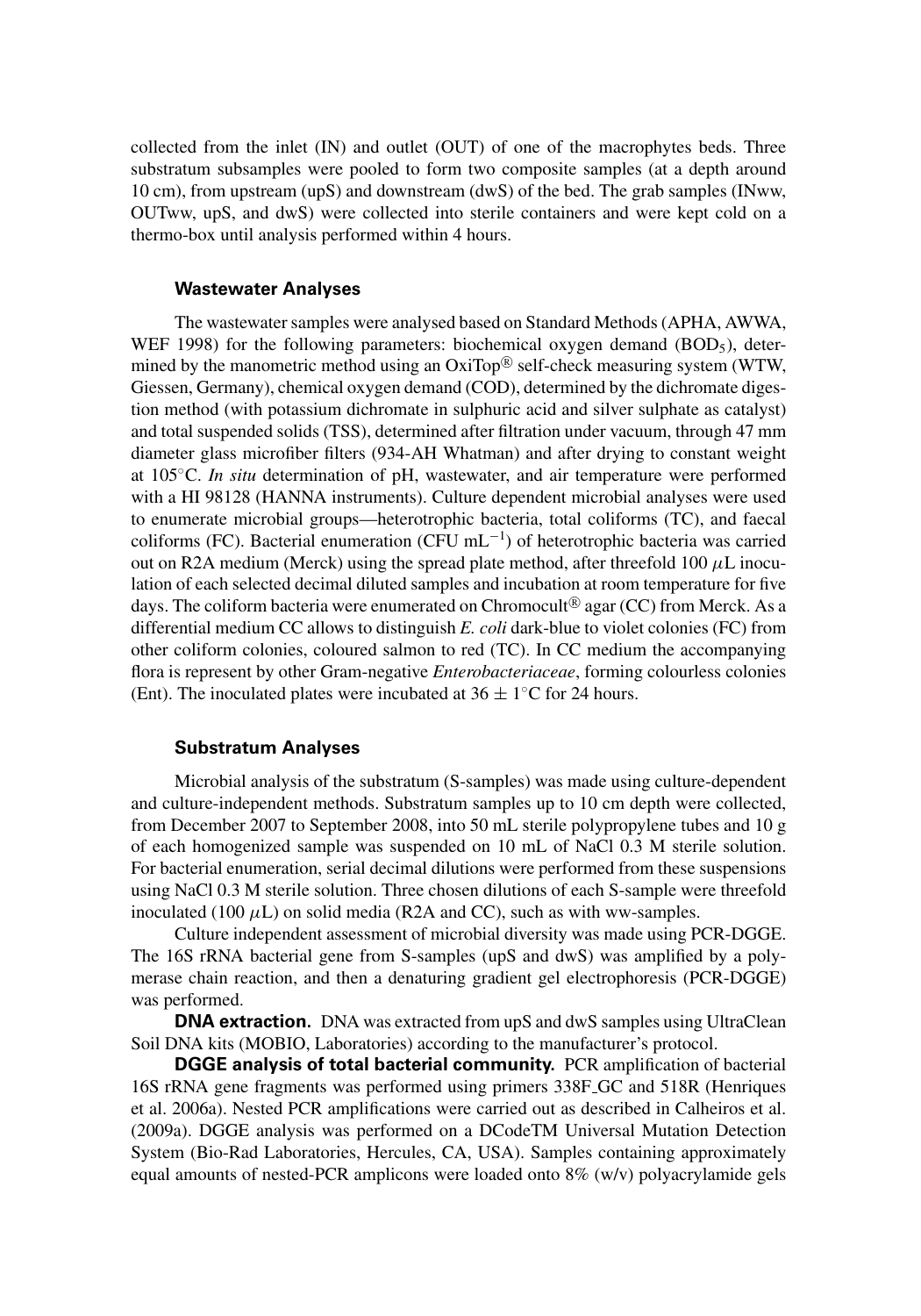collected from the inlet (IN) and outlet (OUT) of one of the macrophytes beds. Three substratum subsamples were pooled to form two composite samples (at a depth around 10 cm), from upstream (upS) and downstream (dwS) of the bed. The grab samples (INww, OUTww, upS, and dwS) were collected into sterile containers and were kept cold on a thermo-box until analysis performed within 4 hours.

### Wastewater Analyses

The wastewater samples were analysed based on Standard Methods (APHA, AWWA, WEF 1998) for the following parameters: biochemical oxygen demand ($BOD_5$), determined by the manometric method using an OxiTop® self-check measuring system (WTW, Giessen, Germany), chemical oxygen demand (COD), determined by the dichromate digestion method (with potassium dichromate in sulphuric acid and silver sulphate as catalyst) and total suspended solids (TSS), determined after filtration under vacuum, through 47 mm diameter glass microfiber filters (934-AH Whatman) and after drying to constant weight at 105°C. *In situ* determination of pH, wastewater, and air temperature were performed with a HI 98128 (HANNA instruments). Culture dependent microbial analyses were used to enumerate microbial groups—heterotrophic bacteria, total coliforms (TC), and faecal coliforms (FC). Bacterial enumeration (CFU $mL^{-1}$) of heterotrophic bacteria was carried out on R2A medium (Merck) using the spread plate method, after threefold 100 $\mu$L inoculation of each selected decimal diluted samples and incubation at room temperature for five days. The coliform bacteria were enumerated on Chromocult® agar (CC) from Merck. As a differential medium CC allows to distinguish *E. coli* dark-blue to violet colonies (FC) from other coliform colonies, coloured salmon to red (TC). In CC medium the accompanying flora is represent by other Gram-negative *Enterobacteriaceae*, forming colourless colonies (Ent). The inoculated plates were incubated at $36 \pm 1$°C for 24 hours.

### Substratum Analyses

Microbial analysis of the substratum (S-samples) was made using culture-dependent and culture-independent methods. Substratum samples up to 10 cm depth were collected, from December 2007 to September 2008, into 50 mL sterile polypropylene tubes and 10 g of each homogenized sample was suspended on 10 mL of NaCl 0.3 M sterile solution. For bacterial enumeration, serial decimal dilutions were performed from these suspensions using NaCl 0.3 M sterile solution. Three chosen dilutions of each S-sample were threefold inoculated (100 $\mu$L) on solid media (R2A and CC), such as with ww-samples.

Culture independent assessment of microbial diversity was made using PCR-DGGE. The 16S rRNA bacterial gene from S-samples (upS and dwS) was amplified by a polymerase chain reaction, and then a denaturing gradient gel electrophoresis (PCR-DGGE) was performed.

**DNA extraction.** DNA was extracted from upS and dwS samples using UltraClean Soil DNA kits (MOBIO, Laboratories) according to the manufacturer's protocol.

**DGGE analysis of total bacterial community.** PCR amplification of bacterial 16S rRNA gene fragments was performed using primers 338F_GC and 518R (Henriques et al. 2006a). Nested PCR amplifications were carried out as described in Calheiros et al. (2009a). DGGE analysis was performed on a DCodeTM Universal Mutation Detection System (Bio-Rad Laboratories, Hercules, CA, USA). Samples containing approximately equal amounts of nested-PCR amplicons were loaded onto 8% (w/v) polyacrylamide gels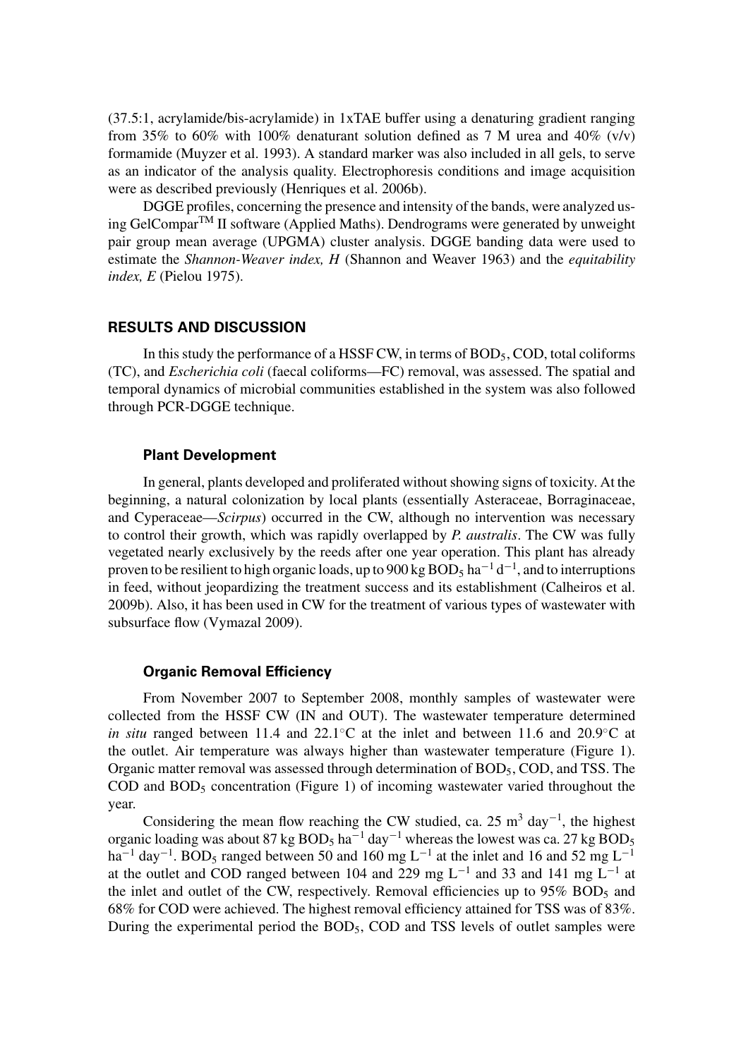(37.5:1, acrylamide/bis-acrylamide) in 1xTAE buffer using a denaturing gradient ranging from 35% to 60% with 100% denaturant solution defined as 7 M urea and 40% (v/v) formamide (Muyzer et al. 1993). A standard marker was also included in all gels, to serve as an indicator of the analysis quality. Electrophoresis conditions and image acquisition were as described previously (Henriques et al. 2006b).

DGGE profiles, concerning the presence and intensity of the bands, were analyzed using GelCompar™ II software (Applied Maths). Dendrograms were generated by unweight pair group mean average (UPGMA) cluster analysis. DGGE banding data were used to estimate the *Shannon-Weaver index, H* (Shannon and Weaver 1963) and the *equitability index, E* (Pielou 1975).

## RESULTS AND DISCUSSION

In this study the performance of a HSSF CW, in terms of $BOD_5$, COD, total coliforms (TC), and *Escherichia coli* (faecal coliforms—FC) removal, was assessed. The spatial and temporal dynamics of microbial communities established in the system was also followed through PCR-DGGE technique.

### Plant Development

In general, plants developed and proliferated without showing signs of toxicity. At the beginning, a natural colonization by local plants (essentially Asteraceae, Borraginaceae, and Cyperaceae—*Scirpus*) occurred in the CW, although no intervention was necessary to control their growth, which was rapidly overlapped by *P. australis*. The CW was fully vegetated nearly exclusively by the reeds after one year operation. This plant has already proven to be resilient to high organic loads, up to 900 kg $BOD_5$ $ha^{-1}$ $d^{-1}$, and to interruptions in feed, without jeopardizing the treatment success and its establishment (Calheiros et al. 2009b). Also, it has been used in CW for the treatment of various types of wastewater with subsurface flow (Vymazal 2009).

### Organic Removal Efficiency

From November 2007 to September 2008, monthly samples of wastewater were collected from the HSSF CW (IN and OUT). The wastewater temperature determined *in situ* ranged between 11.4 and 22.1°C at the inlet and between 11.6 and 20.9°C at the outlet. Air temperature was always higher than wastewater temperature (Figure 1). Organic matter removal was assessed through determination of $BOD_5$, COD, and TSS. The COD and $BOD_5$ concentration (Figure 1) of incoming wastewater varied throughout the year.

Considering the mean flow reaching the CW studied, ca. 25 $m^3$ $day^{-1}$, the highest organic loading was about 87 kg $BOD_5$ $ha^{-1}$ $day^{-1}$ whereas the lowest was ca. 27 kg $BOD_5$ $ha^{-1}$ $day^{-1}$. $BOD_5$ ranged between 50 and 160 mg $L^{-1}$ at the inlet and 16 and 52 mg $L^{-1}$ at the outlet and COD ranged between 104 and 229 mg $L^{-1}$ and 33 and 141 mg $L^{-1}$ at the inlet and outlet of the CW, respectively. Removal efficiencies up to 95% $BOD_5$ and 68% for COD were achieved. The highest removal efficiency attained for TSS was of 83%. During the experimental period the $BOD_5$, COD and TSS levels of outlet samples were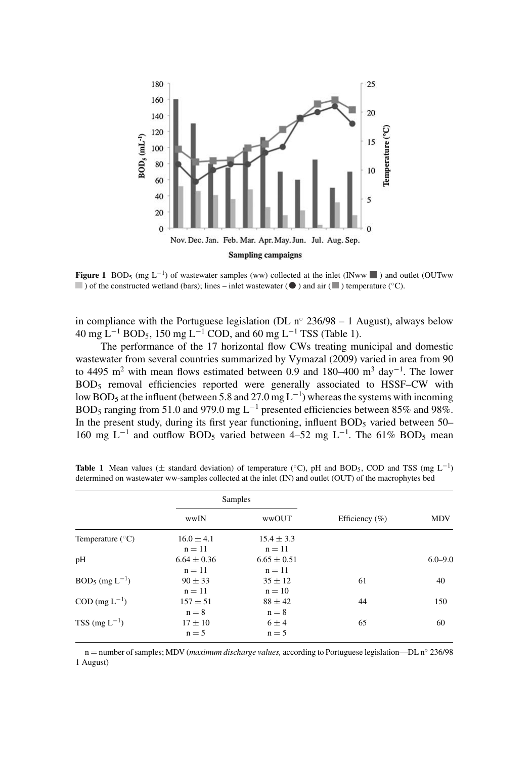**Figure 1** $BOD_5$ (mg $L^{-1}$) of wastewater samples (ww) collected at the inlet (INww ■ ) and outlet (OUTww ■ ) of the constructed wetland (bars); lines – inlet wastewater (● ) and air (■ ) temperature (°C).

in compliance with the Portuguese legislation (DL n° 236/98 – 1 August), always below 40 mg $L^{-1}$ $BOD_5$, 150 mg $L^{-1}$ COD, and 60 mg $L^{-1}$ TSS (Table 1).

The performance of the 17 horizontal flow CWs treating municipal and domestic wastewater from several countries summarized by Vymazal (2009) varied in area from 90 to 4495 $m^2$ with mean flows estimated between 0.9 and 180–400 $m^3$ $day^{-1}$. The lower $BOD_5$ removal efficiencies reported were generally associated to HSSF–CW with low $BOD_5$ at the influent (between 5.8 and 27.0 mg $L^{-1}$) whereas the systems with incoming $BOD_5$ ranging from 51.0 and 979.0 mg $L^{-1}$ presented efficiencies between 85% and 98%. In the present study, during its first year functioning, influent $BOD_5$ varied between 50–160 mg $L^{-1}$ and outflow $BOD_5$ varied between 4–52 mg $L^{-1}$. The 61% $BOD_5$ mean

**Table 1** Mean values (± standard deviation) of temperature (°C), pH and $BOD_5$, COD and TSS (mg $L^{-1}$) determined on wastewater ww-samples collected at the inlet (IN) and outlet (OUT) of the macrophytes bed

| | Samples | | | |
|---|---|---|---|---|
| | wwIN | wwOUT | Efficiency (%) | MDV |
| Temperature (°C) | 16.0 ± 4.1<br>n = 11 | 15.4 ± 3.3<br>n = 11 | | |
| pH | 6.64 ± 0.36<br>n = 11 | 6.65 ± 0.51<br>n = 11 | | 6.0–9.0 |
| $BOD_5$ (mg $L^{-1}$) | 90 ± 33<br>n = 11 | 35 ± 12<br>n = 10 | 61 | 40 |
| COD (mg $L^{-1}$) | 157 ± 51<br>n = 8 | 88 ± 42<br>n = 8 | 44 | 150 |
| TSS (mg $L^{-1}$) | 17 ± 10<br>n = 5 | 6 ± 4<br>n = 5 | 65 | 60 |

n = number of samples; MDV (*maximum discharge values,* according to Portuguese legislation—DL n° 236/98 1 August)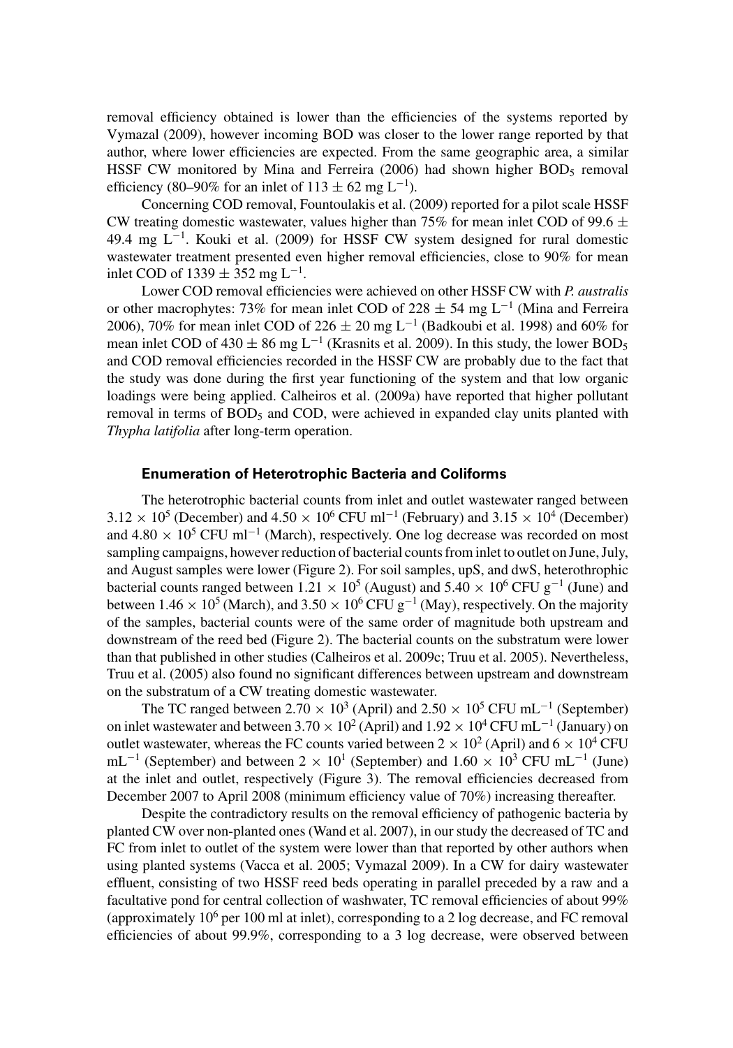removal efficiency obtained is lower than the efficiencies of the systems reported by Vymazal (2009), however incoming BOD was closer to the lower range reported by that author, where lower efficiencies are expected. From the same geographic area, a similar HSSF CW monitored by Mina and Ferreira (2006) had shown higher $BOD_5$ removal efficiency (80–90% for an inlet of $113 \pm 62$ mg $L^{-1}$).

Concerning COD removal, Fountoulakis et al. (2009) reported for a pilot scale HSSF CW treating domestic wastewater, values higher than 75% for mean inlet COD of $99.6 \pm 49.4$ mg $L^{-1}$. Kouki et al. (2009) for HSSF CW system designed for rural domestic wastewater treatment presented even higher removal efficiencies, close to 90% for mean inlet COD of $1339 \pm 352$ mg $L^{-1}$.

Lower COD removal efficiencies were achieved on other HSSF CW with *P. australis* or other macrophytes: 73% for mean inlet COD of $228 \pm 54$ mg $L^{-1}$ (Mina and Ferreira 2006), 70% for mean inlet COD of $226 \pm 20$ mg $L^{-1}$ (Badkoubi et al. 1998) and 60% for mean inlet COD of $430 \pm 86$ mg $L^{-1}$ (Krasnits et al. 2009). In this study, the lower $BOD_5$ and COD removal efficiencies recorded in the HSSF CW are probably due to the fact that the study was done during the first year functioning of the system and that low organic loadings were being applied. Calheiros et al. (2009a) have reported that higher pollutant removal in terms of $BOD_5$ and COD, were achieved in expanded clay units planted with *Thypha latifolia* after long-term operation.

### Enumeration of Heterotrophic Bacteria and Coliforms

The heterotrophic bacterial counts from inlet and outlet wastewater ranged between $3.12 \times 10^5$ (December) and $4.50 \times 10^6$ CFU $ml^{-1}$ (February) and $3.15 \times 10^4$ (December) and $4.80 \times 10^5$ CFU $ml^{-1}$ (March), respectively. One log decrease was recorded on most sampling campaigns, however reduction of bacterial counts from inlet to outlet on June, July, and August samples were lower (Figure 2). For soil samples, upS, and dwS, heterothrophic bacterial counts ranged between $1.21 \times 10^5$ (August) and $5.40 \times 10^6$ CFU $g^{-1}$ (June) and between $1.46 \times 10^5$ (March), and $3.50 \times 10^6$ CFU $g^{-1}$ (May), respectively. On the majority of the samples, bacterial counts were of the same order of magnitude both upstream and downstream of the reed bed (Figure 2). The bacterial counts on the substratum were lower than that published in other studies (Calheiros et al. 2009c; Truu et al. 2005). Nevertheless, Truu et al. (2005) also found no significant differences between upstream and downstream on the substratum of a CW treating domestic wastewater.

The TC ranged between $2.70 \times 10^3$ (April) and $2.50 \times 10^5$ CFU $mL^{-1}$ (September) on inlet wastewater and between $3.70 \times 10^2$ (April) and $1.92 \times 10^4$ CFU $mL^{-1}$ (January) on outlet wastewater, whereas the FC counts varied between $2 \times 10^2$ (April) and $6 \times 10^4$ CFU $mL^{-1}$ (September) and between $2 \times 10^1$ (September) and $1.60 \times 10^3$ CFU $mL^{-1}$ (June) at the inlet and outlet, respectively (Figure 3). The removal efficiencies decreased from December 2007 to April 2008 (minimum efficiency value of 70%) increasing thereafter.

Despite the contradictory results on the removal efficiency of pathogenic bacteria by planted CW over non-planted ones (Wand et al. 2007), in our study the decreased of TC and FC from inlet to outlet of the system were lower than that reported by other authors when using planted systems (Vacca et al. 2005; Vymazal 2009). In a CW for dairy wastewater effluent, consisting of two HSSF reed beds operating in parallel preceded by a raw and a facultative pond for central collection of washwater, TC removal efficiencies of about 99% (approximately $10^6$ per 100 ml at inlet), corresponding to a 2 log decrease, and FC removal efficiencies of about 99.9%, corresponding to a 3 log decrease, were observed between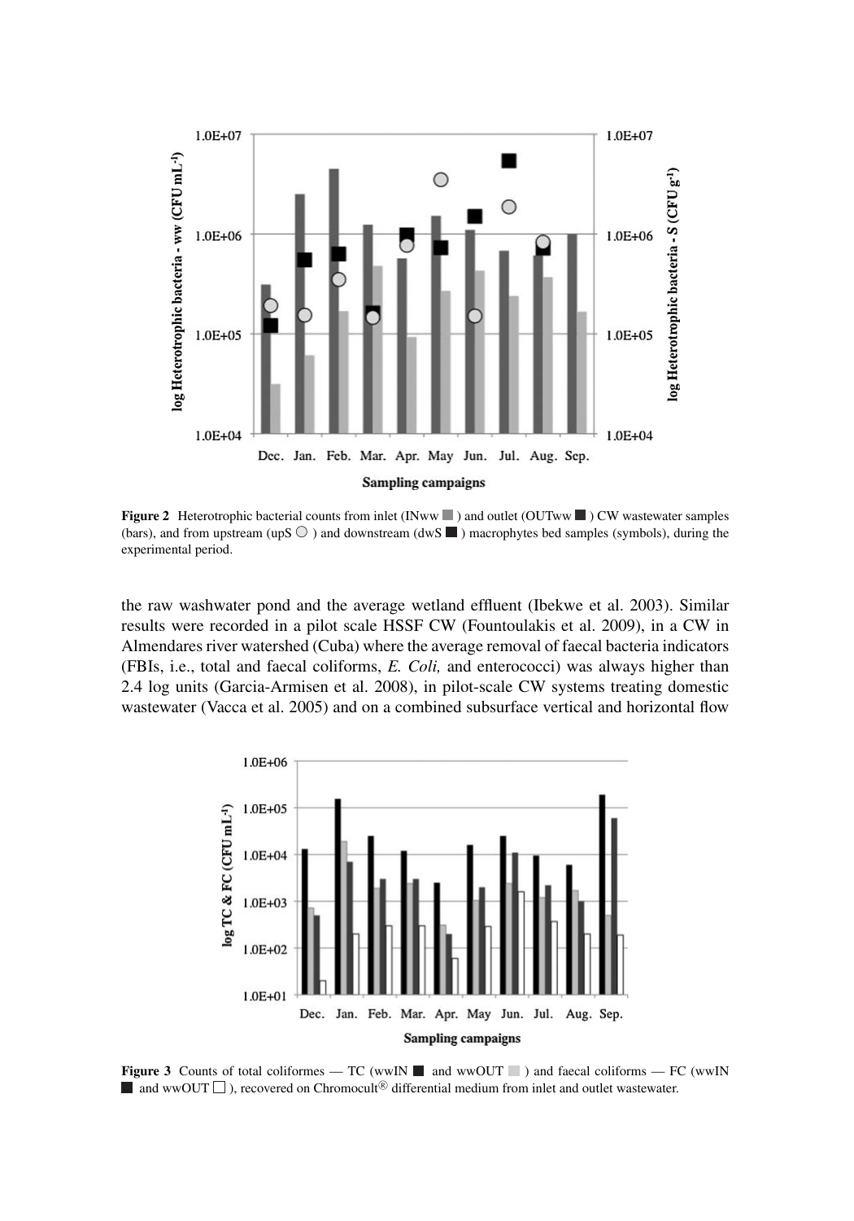**Figure 2** Heterotrophic bacterial counts from inlet (INww ■ ) and outlet (OUTww ■ ) CW wastewater samples (bars), and from upstream (upS ○ ) and downstream (dwS ■ ) macrophytes bed samples (symbols), during the experimental period.

the raw washwater pond and the average wetland effluent (Ibekwe et al. 2003). Similar results were recorded in a pilot scale HSSF CW (Fountoulakis et al. 2009), in a CW in Almendares river watershed (Cuba) where the average removal of faecal bacteria indicators (FBIs, i.e., total and faecal coliforms, *E. Coli,* and enterococci) was always higher than 2.4 log units (Garcia-Armisen et al. 2008), in pilot-scale CW systems treating domestic wastewater (Vacca et al. 2005) and on a combined subsurface vertical and horizontal flow

**Figure 3** Counts of total coliformes — TC (wwIN ■ and wwOUT ■ ) and faecal coliforms — FC (wwIN ■ and wwOUT □ ), recovered on Chromocult® differential medium from inlet and outlet wastewater.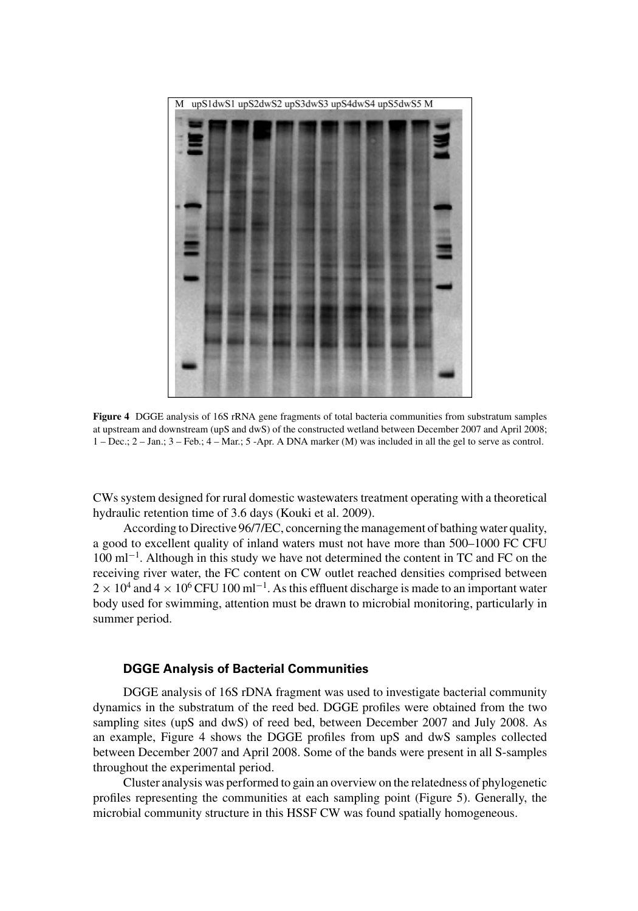M upS1dwS1 upS2dwS2 upS3dwS3 upS4dwS4 upS5dwS5 M

**Figure 4** DGGE analysis of 16S rRNA gene fragments of total bacteria communities from substratum samples at upstream and downstream (upS and dwS) of the constructed wetland between December 2007 and April 2008; 1 – Dec.; 2 – Jan.; 3 – Feb.; 4 – Mar.; 5 -Apr. A DNA marker (M) was included in all the gel to serve as control.

CWs system designed for rural domestic wastewaters treatment operating with a theoretical hydraulic retention time of 3.6 days (Kouki et al. 2009).

According to Directive 96/7/EC, concerning the management of bathing water quality, a good to excellent quality of inland waters must not have more than 500–1000 FC CFU 100 $ml^{-1}$. Although in this study we have not determined the content in TC and FC on the receiving river water, the FC content on CW outlet reached densities comprised between $2 \times 10^4$ and $4 \times 10^6$ CFU 100 $ml^{-1}$. As this effluent discharge is made to an important water body used for swimming, attention must be drawn to microbial monitoring, particularly in summer period.

### DGGE Analysis of Bacterial Communities

DGGE analysis of 16S rDNA fragment was used to investigate bacterial community dynamics in the substratum of the reed bed. DGGE profiles were obtained from the two sampling sites (upS and dwS) of reed bed, between December 2007 and July 2008. As an example, Figure 4 shows the DGGE profiles from upS and dwS samples collected between December 2007 and April 2008. Some of the bands were present in all S-samples throughout the experimental period.

Cluster analysis was performed to gain an overview on the relatedness of phylogenetic profiles representing the communities at each sampling point (Figure 5). Generally, the microbial community structure in this HSSF CW was found spatially homogeneous.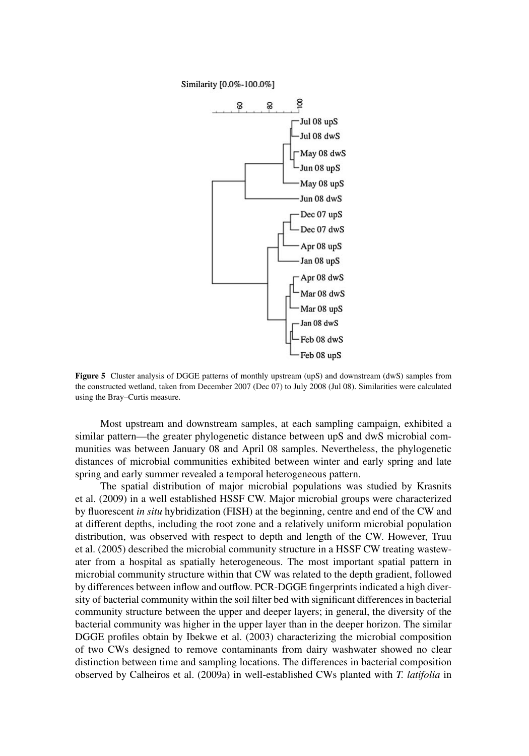**Figure 5** Cluster analysis of DGGE patterns of monthly upstream (upS) and downstream (dwS) samples from the constructed wetland, taken from December 2007 (Dec 07) to July 2008 (Jul 08). Similarities were calculated using the Bray–Curtis measure.

Most upstream and downstream samples, at each sampling campaign, exhibited a similar pattern—the greater phylogenetic distance between upS and dwS microbial communities was between January 08 and April 08 samples. Nevertheless, the phylogenetic distances of microbial communities exhibited between winter and early spring and late spring and early summer revealed a temporal heterogeneous pattern.

The spatial distribution of major microbial populations was studied by Krasnits et al. (2009) in a well established HSSF CW. Major microbial groups were characterized by fluorescent *in situ* hybridization (FISH) at the beginning, centre and end of the CW and at different depths, including the root zone and a relatively uniform microbial population distribution, was observed with respect to depth and length of the CW. However, Truu et al. (2005) described the microbial community structure in a HSSF CW treating wastewater from a hospital as spatially heterogeneous. The most important spatial pattern in microbial community structure within that CW was related to the depth gradient, followed by differences between inflow and outflow. PCR-DGGE fingerprints indicated a high diversity of bacterial community within the soil filter bed with significant differences in bacterial community structure between the upper and deeper layers; in general, the diversity of the bacterial community was higher in the upper layer than in the deeper horizon. The similar DGGE profiles obtain by Ibekwe et al. (2003) characterizing the microbial composition of two CWs designed to remove contaminants from dairy washwater showed no clear distinction between time and sampling locations. The differences in bacterial composition observed by Calheiros et al. (2009a) in well-established CWs planted with *T. latifolia* in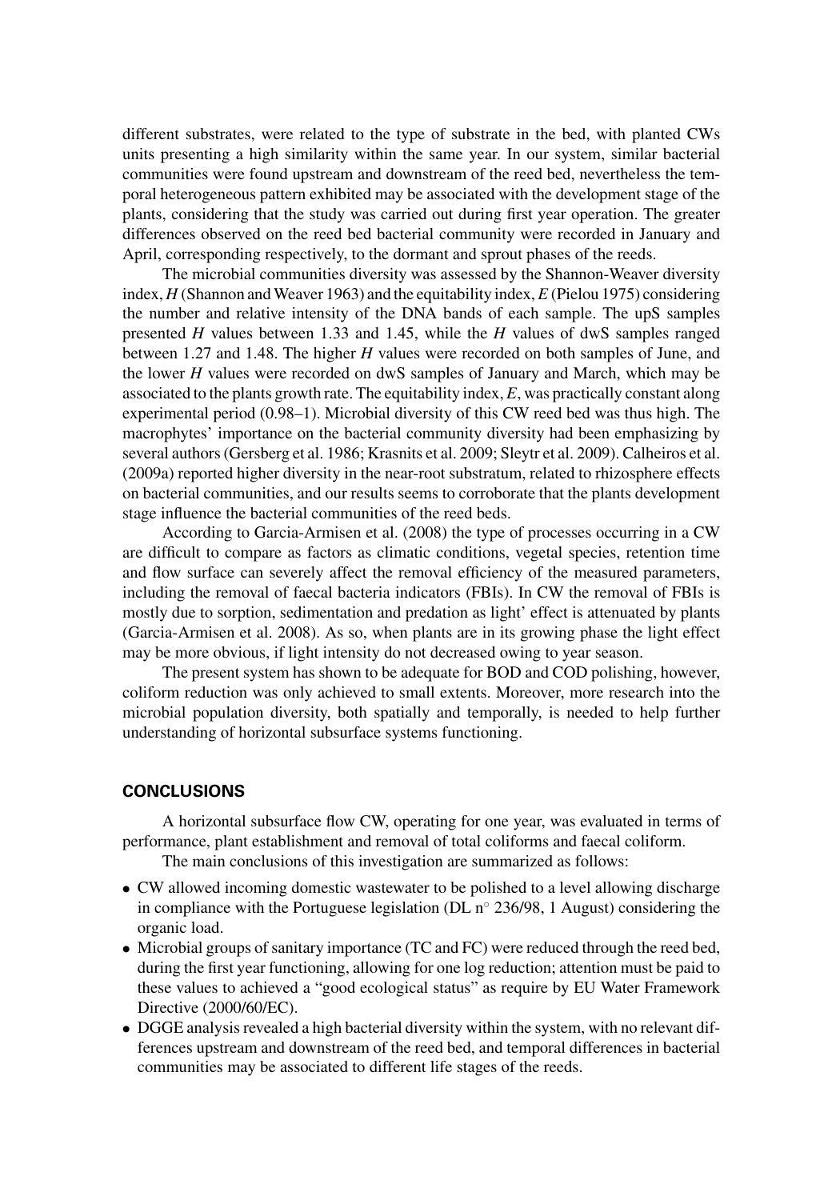different substrates, were related to the type of substrate in the bed, with planted CWs units presenting a high similarity within the same year. In our system, similar bacterial communities were found upstream and downstream of the reed bed, nevertheless the temporal heterogeneous pattern exhibited may be associated with the development stage of the plants, considering that the study was carried out during first year operation. The greater differences observed on the reed bed bacterial community were recorded in January and April, corresponding respectively, to the dormant and sprout phases of the reeds.

The microbial communities diversity was assessed by the Shannon-Weaver diversity index, $H$ (Shannon and Weaver 1963) and the equitability index, $E$ (Pielou 1975) considering the number and relative intensity of the DNA bands of each sample. The upS samples presented $H$ values between 1.33 and 1.45, while the $H$ values of dwS samples ranged between 1.27 and 1.48. The higher $H$ values were recorded on both samples of June, and the lower $H$ values were recorded on dwS samples of January and March, which may be associated to the plants growth rate. The equitability index, $E$, was practically constant along experimental period (0.98–1). Microbial diversity of this CW reed bed was thus high. The macrophytes' importance on the bacterial community diversity had been emphasizing by several authors (Gersberg et al. 1986; Krasnits et al. 2009; Sleytr et al. 2009). Calheiros et al. (2009a) reported higher diversity in the near-root substratum, related to rhizosphere effects on bacterial communities, and our results seems to corroborate that the plants development stage influence the bacterial communities of the reed beds.

According to Garcia-Armisen et al. (2008) the type of processes occurring in a CW are difficult to compare as factors as climatic conditions, vegetal species, retention time and flow surface can severely affect the removal efficiency of the measured parameters, including the removal of faecal bacteria indicators (FBIs). In CW the removal of FBIs is mostly due to sorption, sedimentation and predation as light' effect is attenuated by plants (Garcia-Armisen et al. 2008). As so, when plants are in its growing phase the light effect may be more obvious, if light intensity do not decreased owing to year season.

The present system has shown to be adequate for BOD and COD polishing, however, coliform reduction was only achieved to small extents. Moreover, more research into the microbial population diversity, both spatially and temporally, is needed to help further understanding of horizontal subsurface systems functioning.

## CONCLUSIONS

A horizontal subsurface flow CW, operating for one year, was evaluated in terms of performance, plant establishment and removal of total coliforms and faecal coliform.

The main conclusions of this investigation are summarized as follows:

- CW allowed incoming domestic wastewater to be polished to a level allowing discharge in compliance with the Portuguese legislation (DL n° 236/98, 1 August) considering the organic load.
- Microbial groups of sanitary importance (TC and FC) were reduced through the reed bed, during the first year functioning, allowing for one log reduction; attention must be paid to these values to achieved a "good ecological status" as require by EU Water Framework Directive (2000/60/EC).
- DGGE analysis revealed a high bacterial diversity within the system, with no relevant differences upstream and downstream of the reed bed, and temporal differences in bacterial communities may be associated to different life stages of the reeds.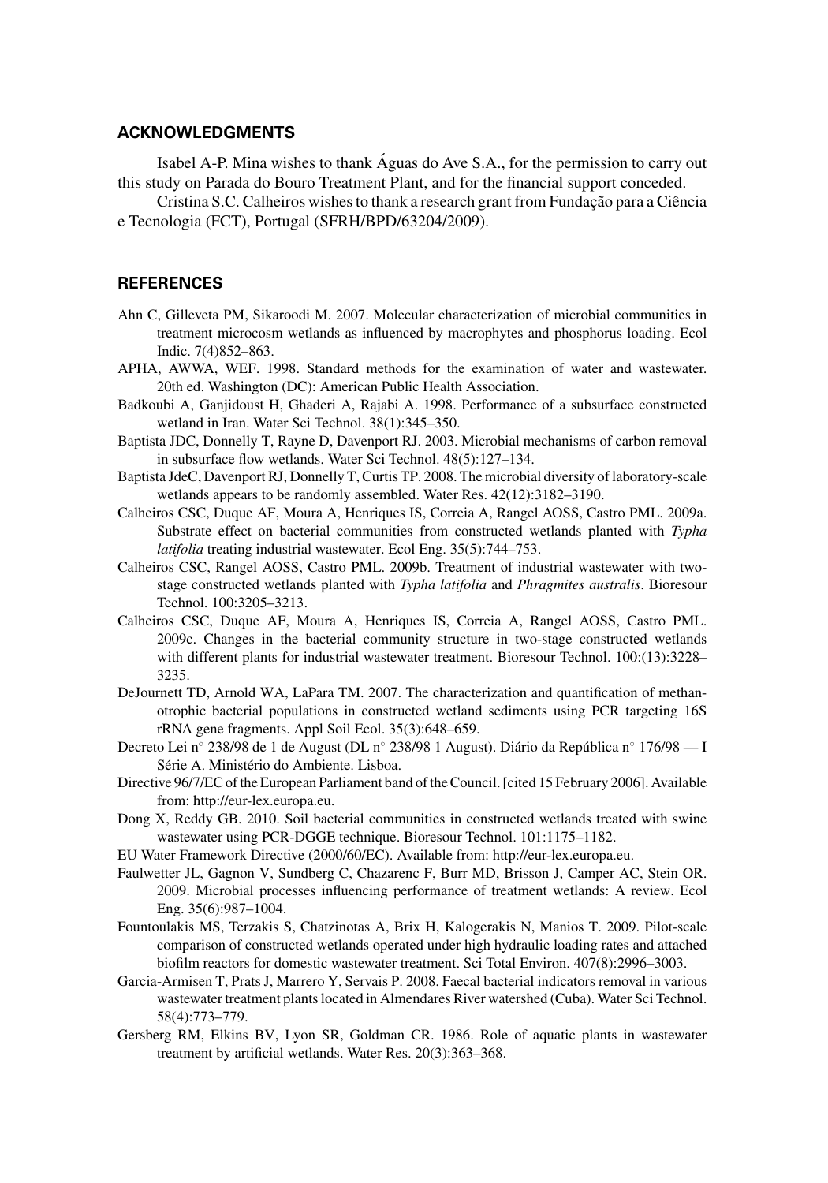## ACKNOWLEDGMENTS

Isabel A-P. Mina wishes to thank Águas do Ave S.A., for the permission to carry out this study on Parada do Bouro Treatment Plant, and for the financial support conceded.

Cristina S.C. Calheiros wishes to thank a research grant from Fundação para a Ciência e Tecnologia (FCT), Portugal (SFRH/BPD/63204/2009).

## REFERENCES

Ahn C, Gilleveta PM, Sikaroodi M. 2007. Molecular characterization of microbial communities in treatment microcosm wetlands as influenced by macrophytes and phosphorus loading. Ecol Indic. 7(4)852–863.

APHA, AWWA, WEF. 1998. Standard methods for the examination of water and wastewater. 20th ed. Washington (DC): American Public Health Association.

Badkoubi A, Ganjidoust H, Ghaderi A, Rajabi A. 1998. Performance of a subsurface constructed wetland in Iran. Water Sci Technol. 38(1):345–350.

Baptista JDC, Donnelly T, Rayne D, Davenport RJ. 2003. Microbial mechanisms of carbon removal in subsurface flow wetlands. Water Sci Technol. 48(5):127–134.

Baptista JdeC, Davenport RJ, Donnelly T, Curtis TP. 2008. The microbial diversity of laboratory-scale wetlands appears to be randomly assembled. Water Res. 42(12):3182–3190.

Calheiros CSC, Duque AF, Moura A, Henriques IS, Correia A, Rangel AOSS, Castro PML. 2009a. Substrate effect on bacterial communities from constructed wetlands planted with *Typha latifolia* treating industrial wastewater. Ecol Eng. 35(5):744–753.

Calheiros CSC, Rangel AOSS, Castro PML. 2009b. Treatment of industrial wastewater with two-stage constructed wetlands planted with *Typha latifolia* and *Phragmites australis*. Bioresour Technol. 100:3205–3213.

Calheiros CSC, Duque AF, Moura A, Henriques IS, Correia A, Rangel AOSS, Castro PML. 2009c. Changes in the bacterial community structure in two-stage constructed wetlands with different plants for industrial wastewater treatment. Bioresour Technol. 100:(13):3228–3235.

DeJournett TD, Arnold WA, LaPara TM. 2007. The characterization and quantification of methanotrophic bacterial populations in constructed wetland sediments using PCR targeting 16S rRNA gene fragments. Appl Soil Ecol. 35(3):648–659.

Decreto Lei n° 238/98 de 1 de August (DL n° 238/98 1 August). Diário da República n° 176/98 — I Série A. Ministério do Ambiente. Lisboa.

Directive 96/7/EC of the European Parliament band of the Council. [cited 15 February 2006]. Available from: http://eur-lex.europa.eu.

Dong X, Reddy GB. 2010. Soil bacterial communities in constructed wetlands treated with swine wastewater using PCR-DGGE technique. Bioresour Technol. 101:1175–1182.

EU Water Framework Directive (2000/60/EC). Available from: http://eur-lex.europa.eu.

Faulwetter JL, Gagnon V, Sundberg C, Chazarenc F, Burr MD, Brisson J, Camper AC, Stein OR. 2009. Microbial processes influencing performance of treatment wetlands: A review. Ecol Eng. 35(6):987–1004.

Fountoulakis MS, Terzakis S, Chatzinotas A, Brix H, Kalogerakis N, Manios T. 2009. Pilot-scale comparison of constructed wetlands operated under high hydraulic loading rates and attached biofilm reactors for domestic wastewater treatment. Sci Total Environ. 407(8):2996–3003.

Garcia-Armisen T, Prats J, Marrero Y, Servais P. 2008. Faecal bacterial indicators removal in various wastewater treatment plants located in Almendares River watershed (Cuba). Water Sci Technol. 58(4):773–779.

Gersberg RM, Elkins BV, Lyon SR, Goldman CR. 1986. Role of aquatic plants in wastewater treatment by artificial wetlands. Water Res. 20(3):363–368.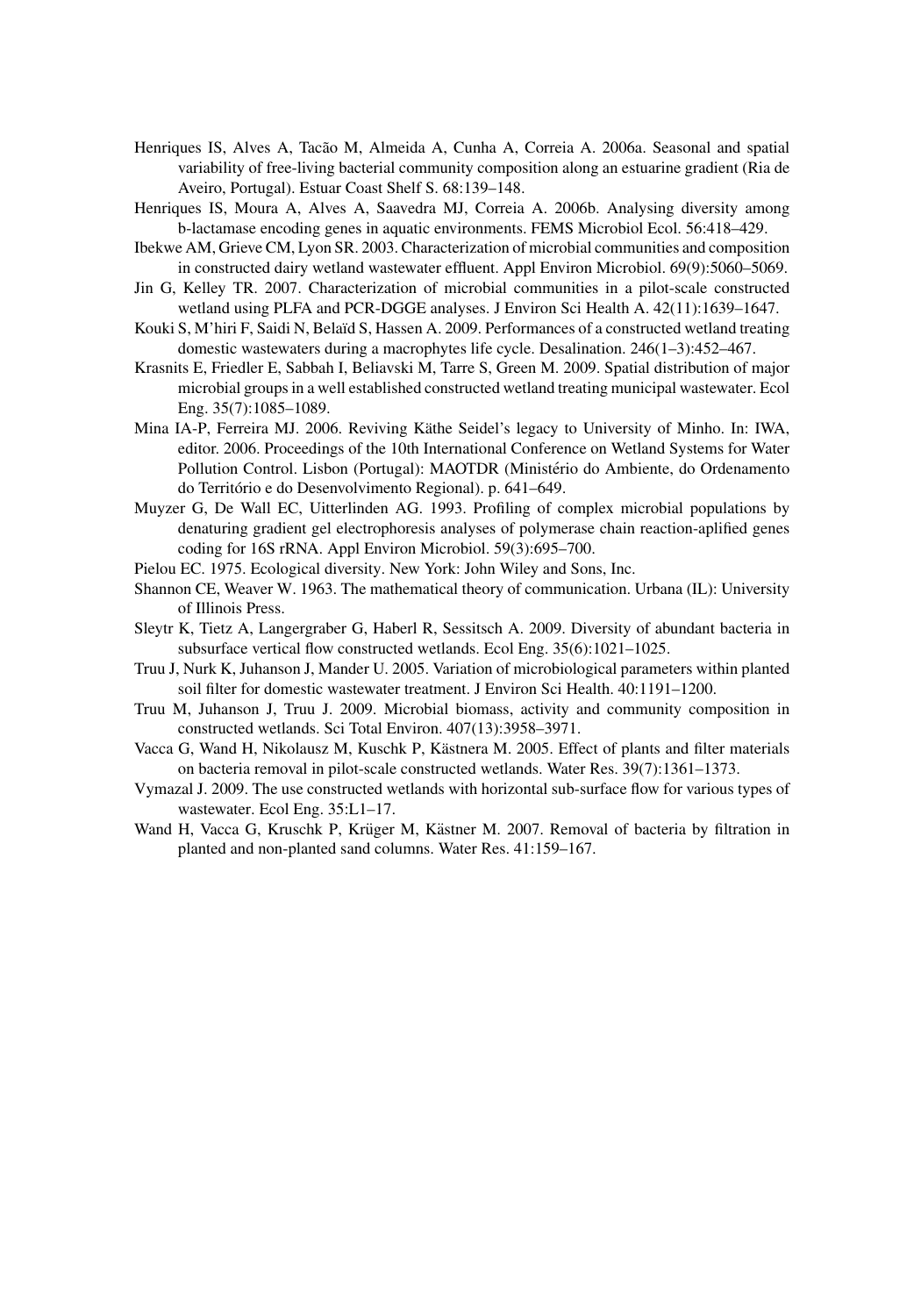Henriques IS, Alves A, Tacão M, Almeida A, Cunha A, Correia A. 2006a. Seasonal and spatial variability of free-living bacterial community composition along an estuarine gradient (Ria de Aveiro, Portugal). Estuar Coast Shelf S. 68:139–148.

Henriques IS, Moura A, Alves A, Saavedra MJ, Correia A. 2006b. Analysing diversity among b-lactamase encoding genes in aquatic environments. FEMS Microbiol Ecol. 56:418–429.

Ibekwe AM, Grieve CM, Lyon SR. 2003. Characterization of microbial communities and composition in constructed dairy wetland wastewater effluent. Appl Environ Microbiol. 69(9):5060–5069.

Jin G, Kelley TR. 2007. Characterization of microbial communities in a pilot-scale constructed wetland using PLFA and PCR-DGGE analyses. J Environ Sci Health A. 42(11):1639–1647.

Kouki S, M'hiri F, Saidi N, Belaïd S, Hassen A. 2009. Performances of a constructed wetland treating domestic wastewaters during a macrophytes life cycle. Desalination. 246(1–3):452–467.

Krasnits E, Friedler E, Sabbah I, Beliavski M, Tarre S, Green M. 2009. Spatial distribution of major microbial groups in a well established constructed wetland treating municipal wastewater. Ecol Eng. 35(7):1085–1089.

Mina IA-P, Ferreira MJ. 2006. Reviving Käthe Seidel's legacy to University of Minho. In: IWA, editor. 2006. Proceedings of the 10th International Conference on Wetland Systems for Water Pollution Control. Lisbon (Portugal): MAOTDR (Ministério do Ambiente, do Ordenamento do Território e do Desenvolvimento Regional). p. 641–649.

Muyzer G, De Wall EC, Uitterlinden AG. 1993. Profiling of complex microbial populations by denaturing gradient gel electrophoresis analyses of polymerase chain reaction-aplified genes coding for 16S rRNA. Appl Environ Microbiol. 59(3):695–700.

Pielou EC. 1975. Ecological diversity. New York: John Wiley and Sons, Inc.

Shannon CE, Weaver W. 1963. The mathematical theory of communication. Urbana (IL): University of Illinois Press.

Sleytr K, Tietz A, Langergraber G, Haberl R, Sessitsch A. 2009. Diversity of abundant bacteria in subsurface vertical flow constructed wetlands. Ecol Eng. 35(6):1021–1025.

Truu J, Nurk K, Juhanson J, Mander U. 2005. Variation of microbiological parameters within planted soil filter for domestic wastewater treatment. J Environ Sci Health. 40:1191–1200.

Truu M, Juhanson J, Truu J. 2009. Microbial biomass, activity and community composition in constructed wetlands. Sci Total Environ. 407(13):3958–3971.

Vacca G, Wand H, Nikolausz M, Kuschk P, Kästnera M. 2005. Effect of plants and filter materials on bacteria removal in pilot-scale constructed wetlands. Water Res. 39(7):1361–1373.

Vymazal J. 2009. The use constructed wetlands with horizontal sub-surface flow for various types of wastewater. Ecol Eng. 35:L1–17.

Wand H, Vacca G, Kruschk P, Krüger M, Kästner M. 2007. Removal of bacteria by filtration in planted and non-planted sand columns. Water Res. 41:159–167.